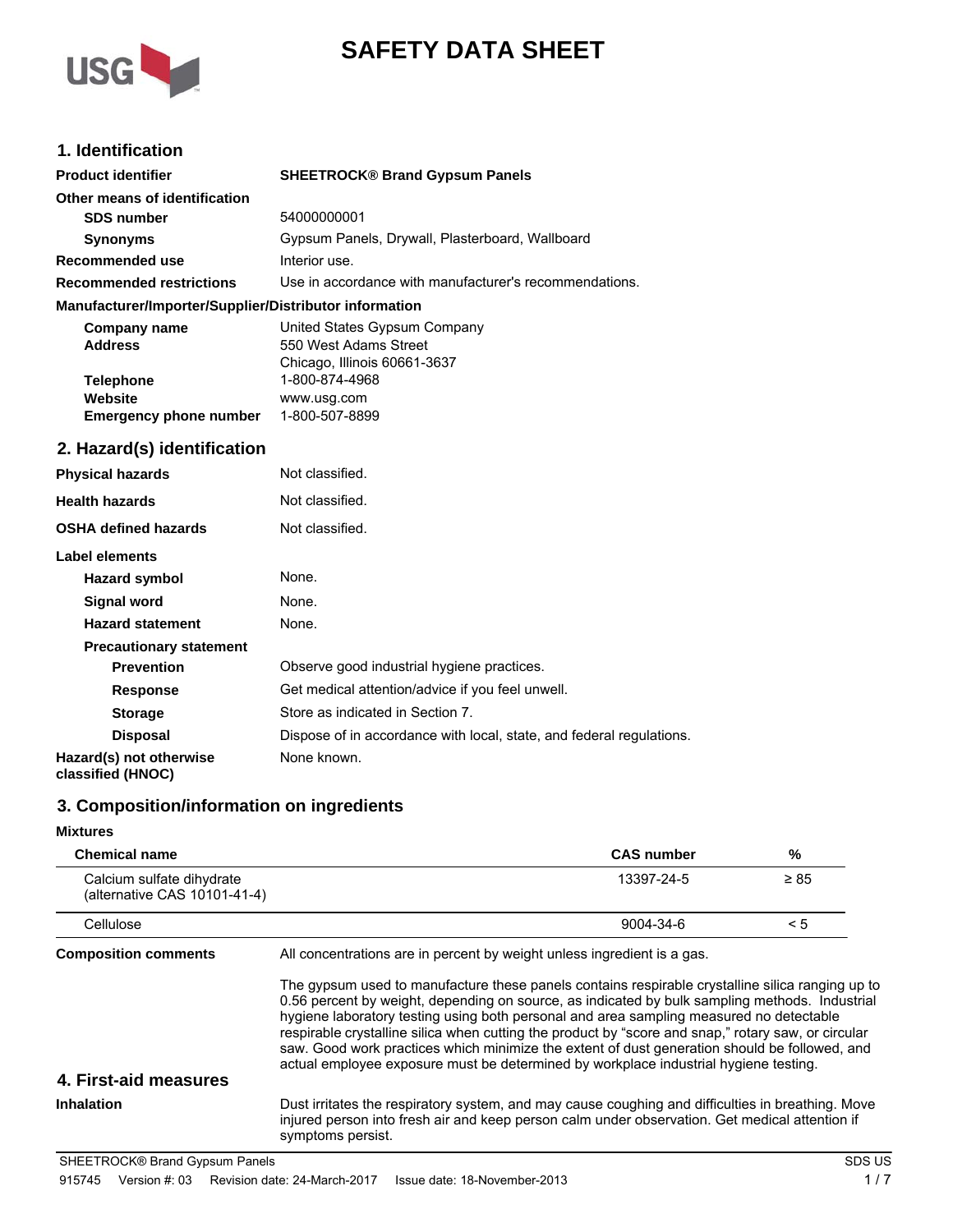# SAFETY DATA SHEET

## 1. Identification

| | |
|---|---|
| **Product identifier** | **SHEETROCK® Brand Gypsum Panels** |
| **Other means of identification** | |
| **SDS number** | 54000000001 |
| **Synonyms** | Gypsum Panels, Drywall, Plasterboard, Wallboard |
| **Recommended use** | Interior use. |
| **Recommended restrictions** | Use in accordance with manufacturer's recommendations. |

**Manufacturer/Importer/Supplier/Distributor information**

| | |
|---|---|
| **Company name** | United States Gypsum Company |
| **Address** | 550 West Adams Street<br>Chicago, Illinois 60661-3637 |
| **Telephone** | 1-800-874-4968 |
| **Website** | www.usg.com |
| **Emergency phone number** | 1-800-507-8899 |

## 2. Hazard(s) identification

| | |
|---|---|
| **Physical hazards** | Not classified. |
| **Health hazards** | Not classified. |
| **OSHA defined hazards** | Not classified. |

**Label elements**

| | |
|---|---|
| **Hazard symbol** | None. |
| **Signal word** | None. |
| **Hazard statement** | None. |
| **Precautionary statement** | |
| **Prevention** | Observe good industrial hygiene practices. |
| **Response** | Get medical attention/advice if you feel unwell. |
| **Storage** | Store as indicated in Section 7. |
| **Disposal** | Dispose of in accordance with local, state, and federal regulations. |
| **Hazard(s) not otherwise classified (HNOC)** | None known. |

## 3. Composition/information on ingredients

**Mixtures**

| Chemical name | CAS number | % |
|---|---|---|
| Calcium sulfate dihydrate (alternative CAS 10101-41-4) | 13397-24-5 | ≥ 85 |
| Cellulose | 9004-34-6 | < 5 |

**Composition comments**

All concentrations are in percent by weight unless ingredient is a gas.

The gypsum used to manufacture these panels contains respirable crystalline silica ranging up to 0.56 percent by weight, depending on source, as indicated by bulk sampling methods. Industrial hygiene laboratory testing using both personal and area sampling measured no detectable respirable crystalline silica when cutting the product by "score and snap," rotary saw, or circular saw. Good work practices which minimize the extent of dust generation should be followed, and actual employee exposure must be determined by workplace industrial hygiene testing.

## 4. First-aid measures

**Inhalation**

Dust irritates the respiratory system, and may cause coughing and difficulties in breathing. Move injured person into fresh air and keep person calm under observation. Get medical attention if symptoms persist.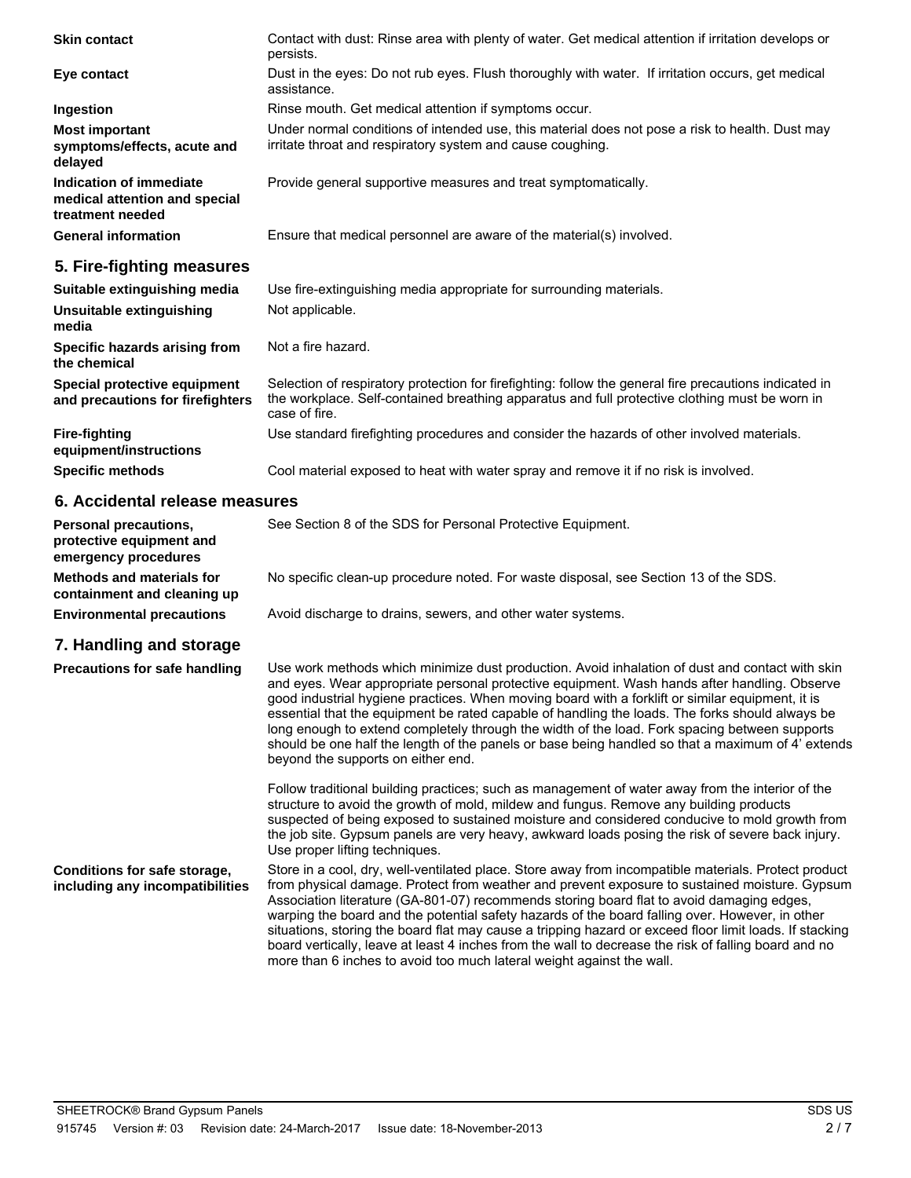| | |
|---|---|
| **Skin contact** | Contact with dust: Rinse area with plenty of water. Get medical attention if irritation develops or persists. |
| **Eye contact** | Dust in the eyes: Do not rub eyes. Flush thoroughly with water. If irritation occurs, get medical assistance. |
| **Ingestion** | Rinse mouth. Get medical attention if symptoms occur. |
| **Most important symptoms/effects, acute and delayed** | Under normal conditions of intended use, this material does not pose a risk to health. Dust may irritate throat and respiratory system and cause coughing. |
| **Indication of immediate medical attention and special treatment needed** | Provide general supportive measures and treat symptomatically. |
| **General information** | Ensure that medical personnel are aware of the material(s) involved. |

## 5. Fire-fighting measures

| | |
|---|---|
| **Suitable extinguishing media** | Use fire-extinguishing media appropriate for surrounding materials. |
| **Unsuitable extinguishing media** | Not applicable. |
| **Specific hazards arising from the chemical** | Not a fire hazard. |
| **Special protective equipment and precautions for firefighters** | Selection of respiratory protection for firefighting: follow the general fire precautions indicated in the workplace. Self-contained breathing apparatus and full protective clothing must be worn in case of fire. |
| **Fire-fighting equipment/instructions** | Use standard firefighting procedures and consider the hazards of other involved materials. |
| **Specific methods** | Cool material exposed to heat with water spray and remove it if no risk is involved. |

## 6. Accidental release measures

| | |
|---|---|
| **Personal precautions, protective equipment and emergency procedures** | See Section 8 of the SDS for Personal Protective Equipment. |
| **Methods and materials for containment and cleaning up** | No specific clean-up procedure noted. For waste disposal, see Section 13 of the SDS. |
| **Environmental precautions** | Avoid discharge to drains, sewers, and other water systems. |

## 7. Handling and storage

**Precautions for safe handling**

Use work methods which minimize dust production. Avoid inhalation of dust and contact with skin and eyes. Wear appropriate personal protective equipment. Wash hands after handling. Observe good industrial hygiene practices. When moving board with a forklift or similar equipment, it is essential that the equipment be rated capable of handling the loads. The forks should always be long enough to extend completely through the width of the load. Fork spacing between supports should be one half the length of the panels or base being handled so that a maximum of 4' extends beyond the supports on either end.

Follow traditional building practices; such as management of water away from the interior of the structure to avoid the growth of mold, mildew and fungus. Remove any building products suspected of being exposed to sustained moisture and considered conducive to mold growth from the job site. Gypsum panels are very heavy, awkward loads posing the risk of severe back injury. Use proper lifting techniques.

**Conditions for safe storage, including any incompatibilities**

Store in a cool, dry, well-ventilated place. Store away from incompatible materials. Protect product from physical damage. Protect from weather and prevent exposure to sustained moisture. Gypsum Association literature (GA-801-07) recommends storing board flat to avoid damaging edges, warping the board and the potential safety hazards of the board falling over. However, in other situations, storing the board flat may cause a tripping hazard or exceed floor limit loads. If stacking board vertically, leave at least 4 inches from the wall to decrease the risk of falling board and no more than 6 inches to avoid too much lateral weight against the wall.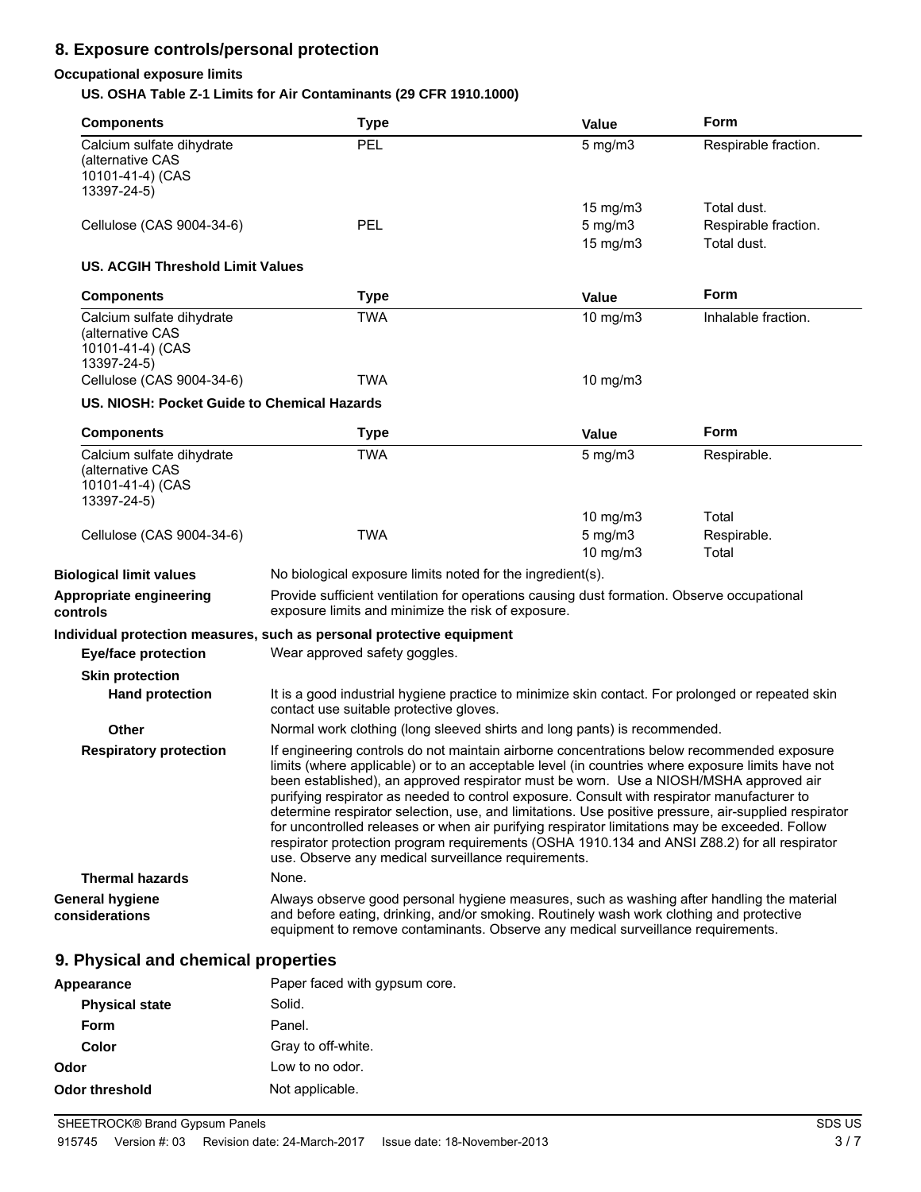## 8. Exposure controls/personal protection

**Occupational exposure limits**

**US. OSHA Table Z-1 Limits for Air Contaminants (29 CFR 1910.1000)**

| Components | Type | Value | Form |
|---|---|---|---|
| Calcium sulfate dihydrate (alternative CAS 10101-41-4) (CAS 13397-24-5) | PEL | 5 mg/m3 | Respirable fraction. |
| | | 15 mg/m3 | Total dust. |
| Cellulose (CAS 9004-34-6) | PEL | 5 mg/m3 | Respirable fraction. |
| | | 15 mg/m3 | Total dust. |

**US. ACGIH Threshold Limit Values**

| Components | Type | Value | Form |
|---|---|---|---|
| Calcium sulfate dihydrate (alternative CAS 10101-41-4) (CAS 13397-24-5) | TWA | 10 mg/m3 | Inhalable fraction. |
| Cellulose (CAS 9004-34-6) | TWA | 10 mg/m3 | |

**US. NIOSH: Pocket Guide to Chemical Hazards**

| Components | Type | Value | Form |
|---|---|---|---|
| Calcium sulfate dihydrate (alternative CAS 10101-41-4) (CAS 13397-24-5) | TWA | 5 mg/m3 | Respirable. |
| | | 10 mg/m3 | Total |
| Cellulose (CAS 9004-34-6) | TWA | 5 mg/m3 | Respirable. |
| | | 10 mg/m3 | Total |

**Biological limit values**
No biological exposure limits noted for the ingredient(s).

**Appropriate engineering controls**
Provide sufficient ventilation for operations causing dust formation. Observe occupational exposure limits and minimize the risk of exposure.

**Individual protection measures, such as personal protective equipment**

**Eye/face protection**
Wear approved safety goggles.

**Skin protection**

**Hand protection**
It is a good industrial hygiene practice to minimize skin contact. For prolonged or repeated skin contact use suitable protective gloves.

**Other**
Normal work clothing (long sleeved shirts and long pants) is recommended.

**Respiratory protection**
If engineering controls do not maintain airborne concentrations below recommended exposure limits (where applicable) or to an acceptable level (in countries where exposure limits have not been established), an approved respirator must be worn. Use a NIOSH/MSHA approved air purifying respirator as needed to control exposure. Consult with respirator manufacturer to determine respirator selection, use, and limitations. Use positive pressure, air-supplied respirator for uncontrolled releases or when air purifying respirator limitations may be exceeded. Follow respirator protection program requirements (OSHA 1910.134 and ANSI Z88.2) for all respirator use. Observe any medical surveillance requirements.

**Thermal hazards**
None.

**General hygiene considerations**
Always observe good personal hygiene measures, such as washing after handling the material and before eating, drinking, and/or smoking. Routinely wash work clothing and protective equipment to remove contaminants. Observe any medical surveillance requirements.

## 9. Physical and chemical properties

**Appearance**
Paper faced with gypsum core.

**Physical state**
Solid.

**Form**
Panel.

**Color**
Gray to off-white.

**Odor**
Low to no odor.

**Odor threshold**
Not applicable.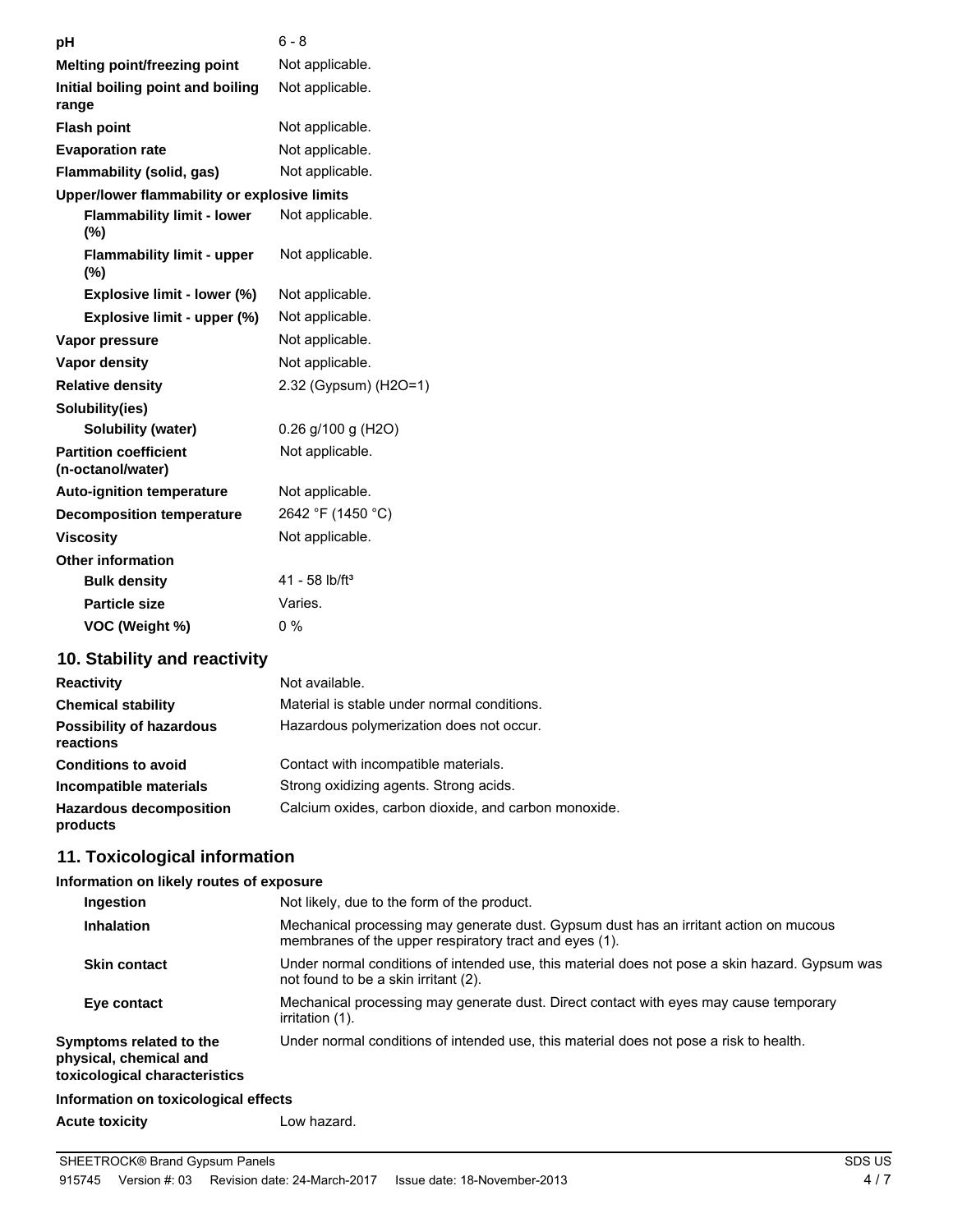| | |
|---|---|
| **pH** | 6 - 8 |
| **Melting point/freezing point** | Not applicable. |
| **Initial boiling point and boiling range** | Not applicable. |
| **Flash point** | Not applicable. |
| **Evaporation rate** | Not applicable. |
| **Flammability (solid, gas)** | Not applicable. |
| **Upper/lower flammability or explosive limits** | |
| **Flammability limit - lower (%)** | Not applicable. |
| **Flammability limit - upper (%)** | Not applicable. |
| **Explosive limit - lower (%)** | Not applicable. |
| **Explosive limit - upper (%)** | Not applicable. |
| **Vapor pressure** | Not applicable. |
| **Vapor density** | Not applicable. |
| **Relative density** | 2.32 (Gypsum) ($H_2O$=1) |
| **Solubility(ies)** | |
| **Solubility (water)** | 0.26 g/100 g ($H_2O$) |
| **Partition coefficient (n-octanol/water)** | Not applicable. |
| **Auto-ignition temperature** | Not applicable. |
| **Decomposition temperature** | 2642 °F (1450 °C) |
| **Viscosity** | Not applicable. |
| **Other information** | |
| **Bulk density** | 41 - 58 lb/ft$^3$ |
| **Particle size** | Varies. |
| **VOC (Weight %)** | 0 % |

## 10. Stability and reactivity

| | |
|---|---|
| **Reactivity** | Not available. |
| **Chemical stability** | Material is stable under normal conditions. |
| **Possibility of hazardous reactions** | Hazardous polymerization does not occur. |
| **Conditions to avoid** | Contact with incompatible materials. |
| **Incompatible materials** | Strong oxidizing agents. Strong acids. |
| **Hazardous decomposition products** | Calcium oxides, carbon dioxide, and carbon monoxide. |

## 11. Toxicological information

**Information on likely routes of exposure**

| | |
|---|---|
| **Ingestion** | Not likely, due to the form of the product. |
| **Inhalation** | Mechanical processing may generate dust. Gypsum dust has an irritant action on mucous membranes of the upper respiratory tract and eyes (1). |
| **Skin contact** | Under normal conditions of intended use, this material does not pose a skin hazard. Gypsum was not found to be a skin irritant (2). |
| **Eye contact** | Mechanical processing may generate dust. Direct contact with eyes may cause temporary irritation (1). |
| **Symptoms related to the physical, chemical and toxicological characteristics** | Under normal conditions of intended use, this material does not pose a risk to health. |

**Information on toxicological effects**

| | |
|---|---|
| **Acute toxicity** | Low hazard. |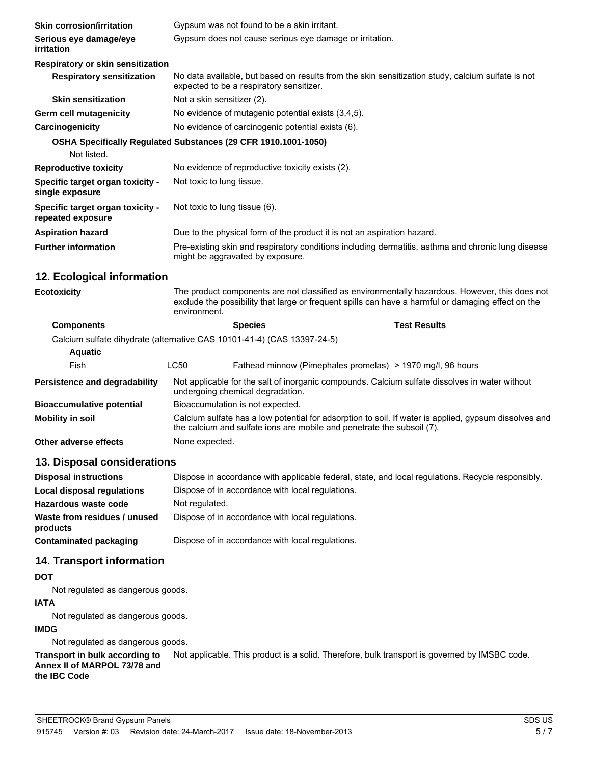**Skin corrosion/irritation** Gypsum was not found to be a skin irritant.

**Serious eye damage/eye irritation** Gypsum does not cause serious eye damage or irritation.

**Respiratory or skin sensitization**

**Respiratory sensitization** No data available, but based on results from the skin sensitization study, calcium sulfate is not expected to be a respiratory sensitizer.

**Skin sensitization** Not a skin sensitizer (2).

**Germ cell mutagenicity** No evidence of mutagenic potential exists (3,4,5).

**Carcinogenicity** No evidence of carcinogenic potential exists (6).

**OSHA Specifically Regulated Substances (29 CFR 1910.1001-1050)**

Not listed.

**Reproductive toxicity** No evidence of reproductive toxicity exists (2).

**Specific target organ toxicity - single exposure** Not toxic to lung tissue.

**Specific target organ toxicity - repeated exposure** Not toxic to lung tissue (6).

**Aspiration hazard** Due to the physical form of the product it is not an aspiration hazard.

**Further information** Pre-existing skin and respiratory conditions including dermatitis, asthma and chronic lung disease might be aggravated by exposure.

## 12. Ecological information

**Ecotoxicity** The product components are not classified as environmentally hazardous. However, this does not exclude the possibility that large or frequent spills can have a harmful or damaging effect on the environment.

| Components | | Species | Test Results |
|---|---|---|---|
| Calcium sulfate dihydrate (alternative CAS 10101-41-4) (CAS 13397-24-5) | | | |
| **Aquatic** | | | |
| Fish | LC50 | Fathead minnow (Pimephales promelas) | > 1970 mg/l, 96 hours |

**Persistence and degradability** Not applicable for the salt of inorganic compounds. Calcium sulfate dissolves in water without undergoing chemical degradation.

**Bioaccumulative potential** Bioaccumulation is not expected.

**Mobility in soil** Calcium sulfate has a low potential for adsorption to soil. If water is applied, gypsum dissolves and the calcium and sulfate ions are mobile and penetrate the subsoil (7).

**Other adverse effects** None expected.

## 13. Disposal considerations

**Disposal instructions** Dispose in accordance with applicable federal, state, and local regulations. Recycle responsibly.

**Local disposal regulations** Dispose of in accordance with local regulations.

**Hazardous waste code** Not regulated.

**Waste from residues / unused products** Dispose of in accordance with local regulations.

**Contaminated packaging** Dispose of in accordance with local regulations.

## 14. Transport information

**DOT**

Not regulated as dangerous goods.

**IATA**

Not regulated as dangerous goods.

**IMDG**

Not regulated as dangerous goods.

**Transport in bulk according to Annex II of MARPOL 73/78 and the IBC Code** Not applicable. This product is a solid. Therefore, bulk transport is governed by IMSBC code.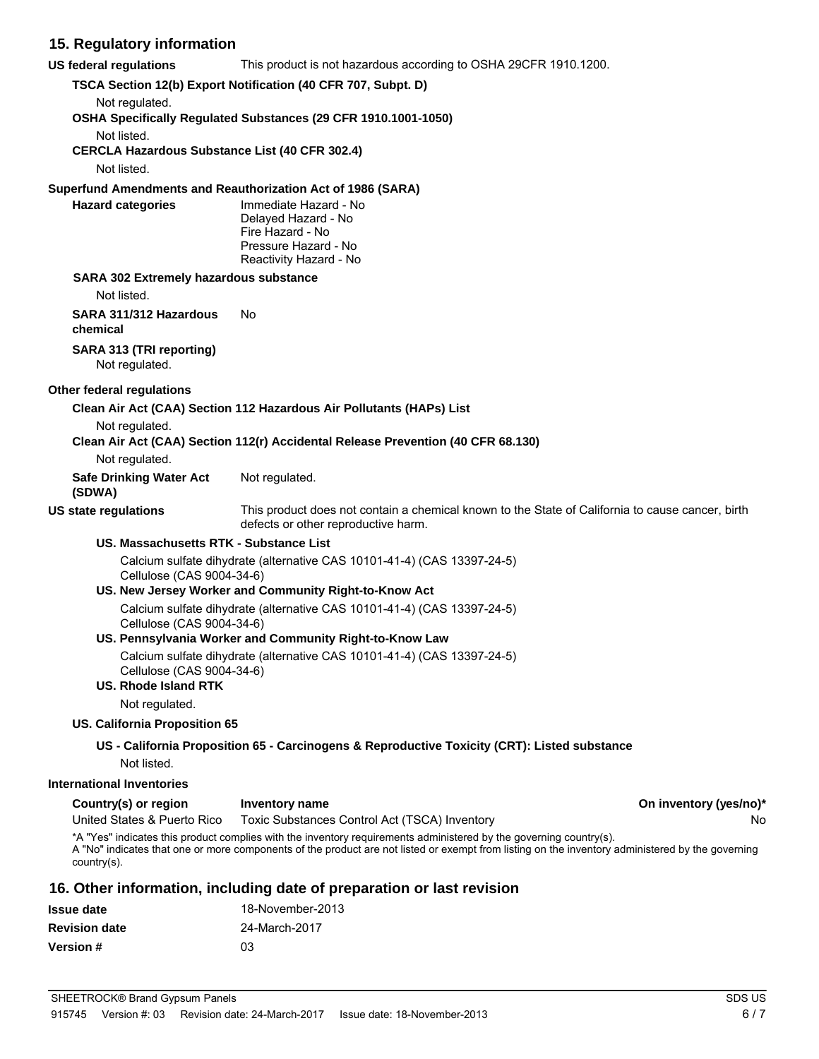## 15. Regulatory information

**US federal regulations** This product is not hazardous according to OSHA 29CFR 1910.1200.

**TSCA Section 12(b) Export Notification (40 CFR 707, Subpt. D)**

Not regulated.

**OSHA Specifically Regulated Substances (29 CFR 1910.1001-1050)**

Not listed.

**CERCLA Hazardous Substance List (40 CFR 302.4)**

Not listed.

**Superfund Amendments and Reauthorization Act of 1986 (SARA)**

**Hazard categories**
Immediate Hazard - No
Delayed Hazard - No
Fire Hazard - No
Pressure Hazard - No
Reactivity Hazard - No

**SARA 302 Extremely hazardous substance**

Not listed.

**SARA 311/312 Hazardous chemical** No

**SARA 313 (TRI reporting)**

Not regulated.

**Other federal regulations**

**Clean Air Act (CAA) Section 112 Hazardous Air Pollutants (HAPs) List**

Not regulated.

**Clean Air Act (CAA) Section 112(r) Accidental Release Prevention (40 CFR 68.130)**

Not regulated.

**Safe Drinking Water Act (SDWA)** Not regulated.

**US state regulations** This product does not contain a chemical known to the State of California to cause cancer, birth defects or other reproductive harm.

**US. Massachusetts RTK - Substance List**

Calcium sulfate dihydrate (alternative CAS 10101-41-4) (CAS 13397-24-5)
Cellulose (CAS 9004-34-6)

**US. New Jersey Worker and Community Right-to-Know Act**

Calcium sulfate dihydrate (alternative CAS 10101-41-4) (CAS 13397-24-5)
Cellulose (CAS 9004-34-6)

**US. Pennsylvania Worker and Community Right-to-Know Law**

Calcium sulfate dihydrate (alternative CAS 10101-41-4) (CAS 13397-24-5)
Cellulose (CAS 9004-34-6)

**US. Rhode Island RTK**

Not regulated.

**US. California Proposition 65**

**US - California Proposition 65 - Carcinogens & Reproductive Toxicity (CRT): Listed substance**

Not listed.

**International Inventories**

| Country(s) or region | Inventory name | On inventory (yes/no)* |
|---|---|---|
| United States & Puerto Rico | Toxic Substances Control Act (TSCA) Inventory | No |

*A "Yes" indicates this product complies with the inventory requirements administered by the governing country(s).
A "No" indicates that one or more components of the product are not listed or exempt from listing on the inventory administered by the governing country(s).

## 16. Other information, including date of preparation or last revision

**Issue date** 18-November-2013

**Revision date** 24-March-2017

**Version #** 03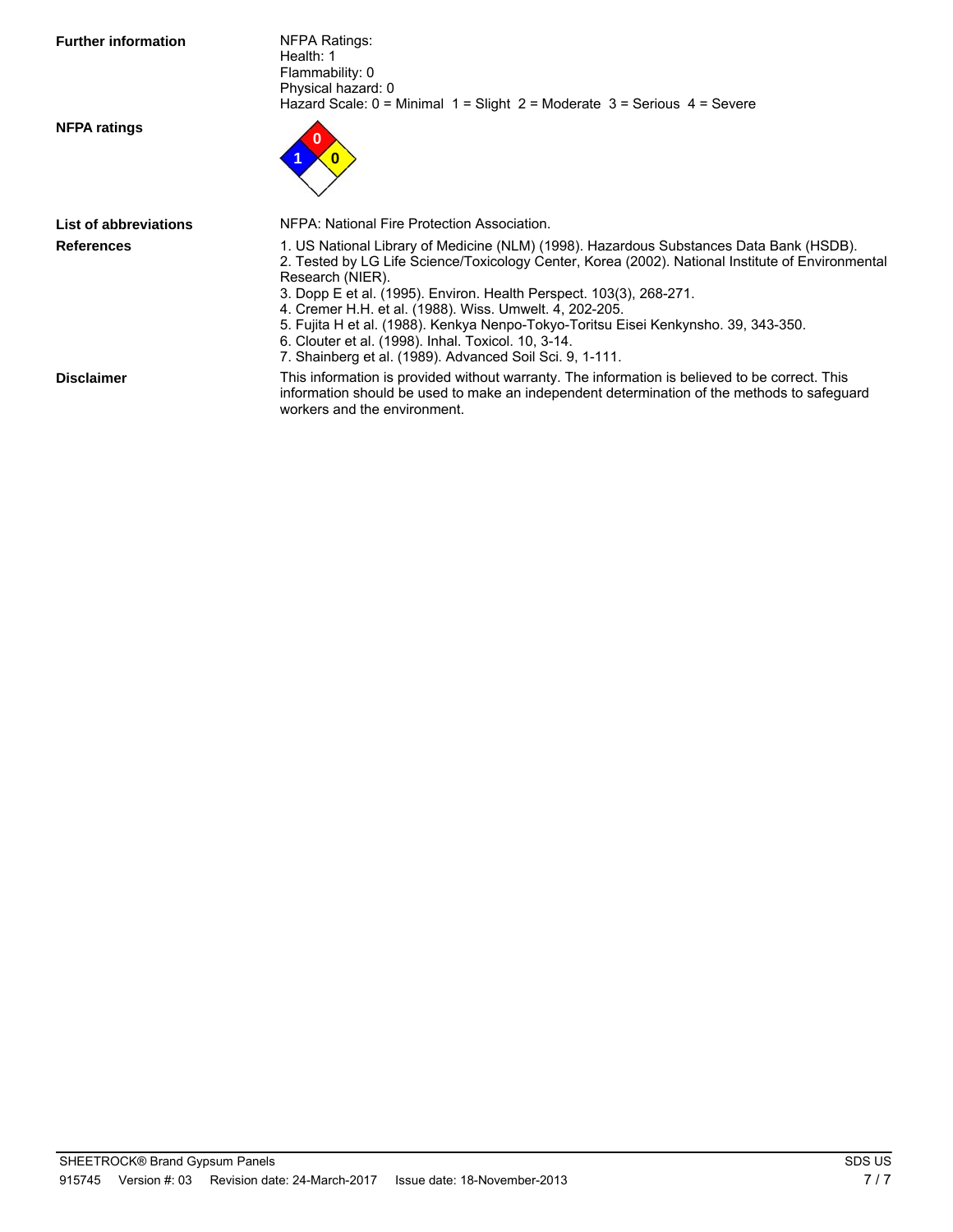**Further information**

NFPA Ratings:
Health: 1
Flammability: 0
Physical hazard: 0
Hazard Scale: 0 = Minimal 1 = Slight 2 = Moderate 3 = Serious 4 = Severe

**NFPA ratings**

0
1
0

**List of abbreviations**

NFPA: National Fire Protection Association.

**References**

1. US National Library of Medicine (NLM) (1998). Hazardous Substances Data Bank (HSDB).
2. Tested by LG Life Science/Toxicology Center, Korea (2002). National Institute of Environmental Research (NIER).
3. Dopp E et al. (1995). Environ. Health Perspect. 103(3), 268-271.
4. Cremer H.H. et al. (1988). Wiss. Umwelt. 4, 202-205.
5. Fujita H et al. (1988). Kenkya Nenpo-Tokyo-Toritsu Eisei Kenkynsho. 39, 343-350.
6. Clouter et al. (1998). Inhal. Toxicol. 10, 3-14.
7. Shainberg et al. (1989). Advanced Soil Sci. 9, 1-111.

**Disclaimer**

This information is provided without warranty. The information is believed to be correct. This information should be used to make an independent determination of the methods to safeguard workers and the environment.